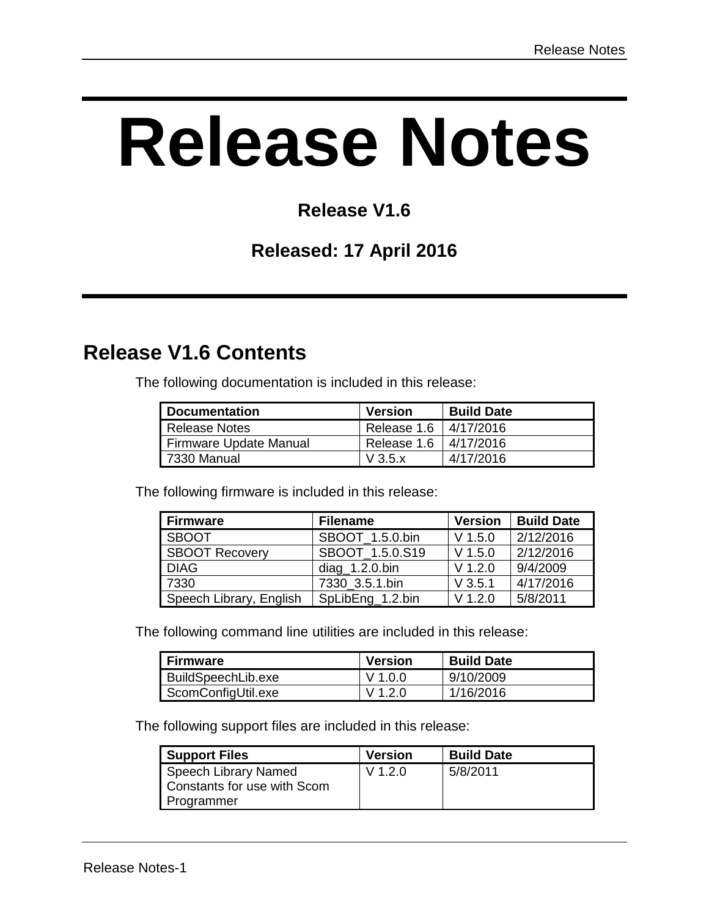# Release Notes

**Release V1.6**

**Released: 17 April 2016**

## Release V1.6 Contents

The following documentation is included in this release:

| Documentation | Version | Build Date |
|---|---|---|
| Release Notes | Release 1.6 | 4/17/2016 |
| Firmware Update Manual | Release 1.6 | 4/17/2016 |
| 7330 Manual | V 3.5.x | 4/17/2016 |

The following firmware is included in this release:

| Firmware | Filename | Version | Build Date |
|---|---|---|---|
| SBOOT | SBOOT_1.5.0.bin | V 1.5.0 | 2/12/2016 |
| SBOOT Recovery | SBOOT_1.5.0.S19 | V 1.5.0 | 2/12/2016 |
| DIAG | diag_1.2.0.bin | V 1.2.0 | 9/4/2009 |
| 7330 | 7330_3.5.1.bin | V 3.5.1 | 4/17/2016 |
| Speech Library, English | SpLibEng_1.2.bin | V 1.2.0 | 5/8/2011 |

The following command line utilities are included in this release:

| Firmware | Version | Build Date |
|---|---|---|
| BuildSpeechLib.exe | V 1.0.0 | 9/10/2009 |
| ScomConfigUtil.exe | V 1.2.0 | 1/16/2016 |

The following support files are included in this release:

| Support Files | Version | Build Date |
|---|---|---|
| Speech Library Named Constants for use with Scom Programmer | V 1.2.0 | 5/8/2011 |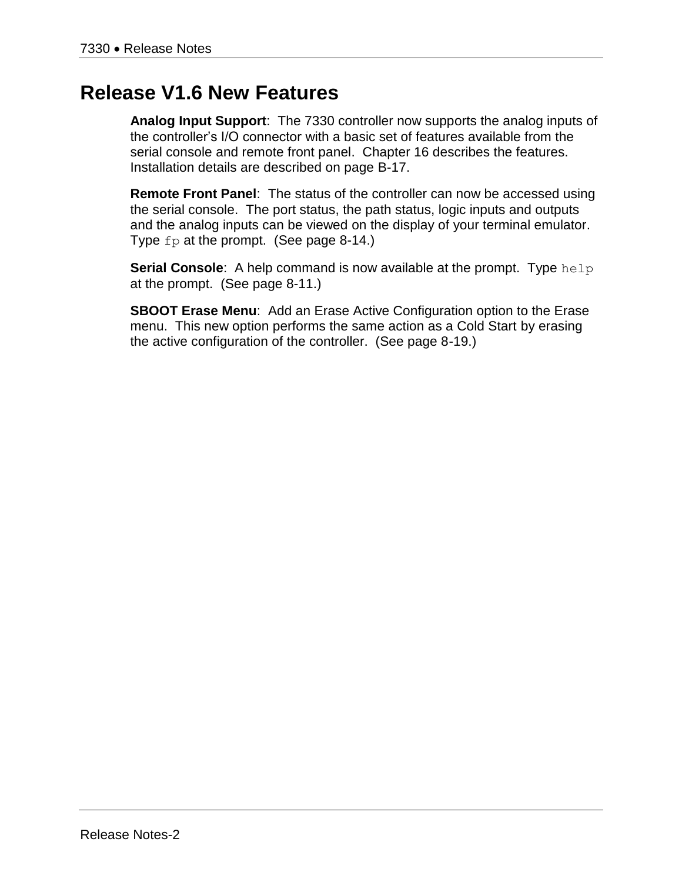# Release V1.6 New Features

**Analog Input Support**: The 7330 controller now supports the analog inputs of the controller's I/O connector with a basic set of features available from the serial console and remote front panel. Chapter 16 describes the features. Installation details are described on page B-17.

**Remote Front Panel**: The status of the controller can now be accessed using the serial console. The port status, the path status, logic inputs and outputs and the analog inputs can be viewed on the display of your terminal emulator. Type `fp` at the prompt. (See page 8-14.)

**Serial Console**: A help command is now available at the prompt. Type `help` at the prompt. (See page 8-11.)

**SBOOT Erase Menu**: Add an Erase Active Configuration option to the Erase menu. This new option performs the same action as a Cold Start by erasing the active configuration of the controller. (See page 8-19.)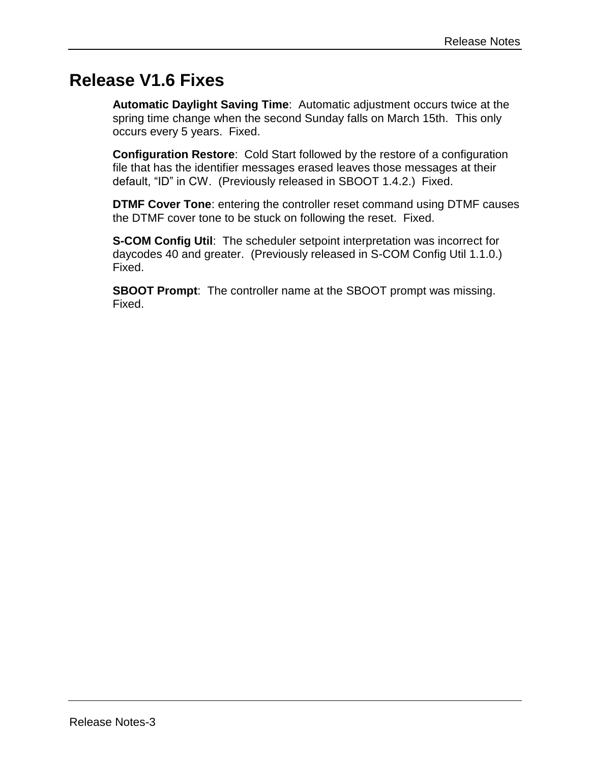# Release V1.6 Fixes

**Automatic Daylight Saving Time**:  Automatic adjustment occurs twice at the spring time change when the second Sunday falls on March 15th.  This only occurs every 5 years.  Fixed.

**Configuration Restore**:  Cold Start followed by the restore of a configuration file that has the identifier messages erased leaves those messages at their default, “ID” in CW.  (Previously released in SBOOT 1.4.2.)  Fixed.

**DTMF Cover Tone**: entering the controller reset command using DTMF causes the DTMF cover tone to be stuck on following the reset.  Fixed.

**S-COM Config Util**:  The scheduler setpoint interpretation was incorrect for daycodes 40 and greater.  (Previously released in S-COM Config Util 1.1.0.)  Fixed.

**SBOOT Prompt**:  The controller name at the SBOOT prompt was missing.  Fixed.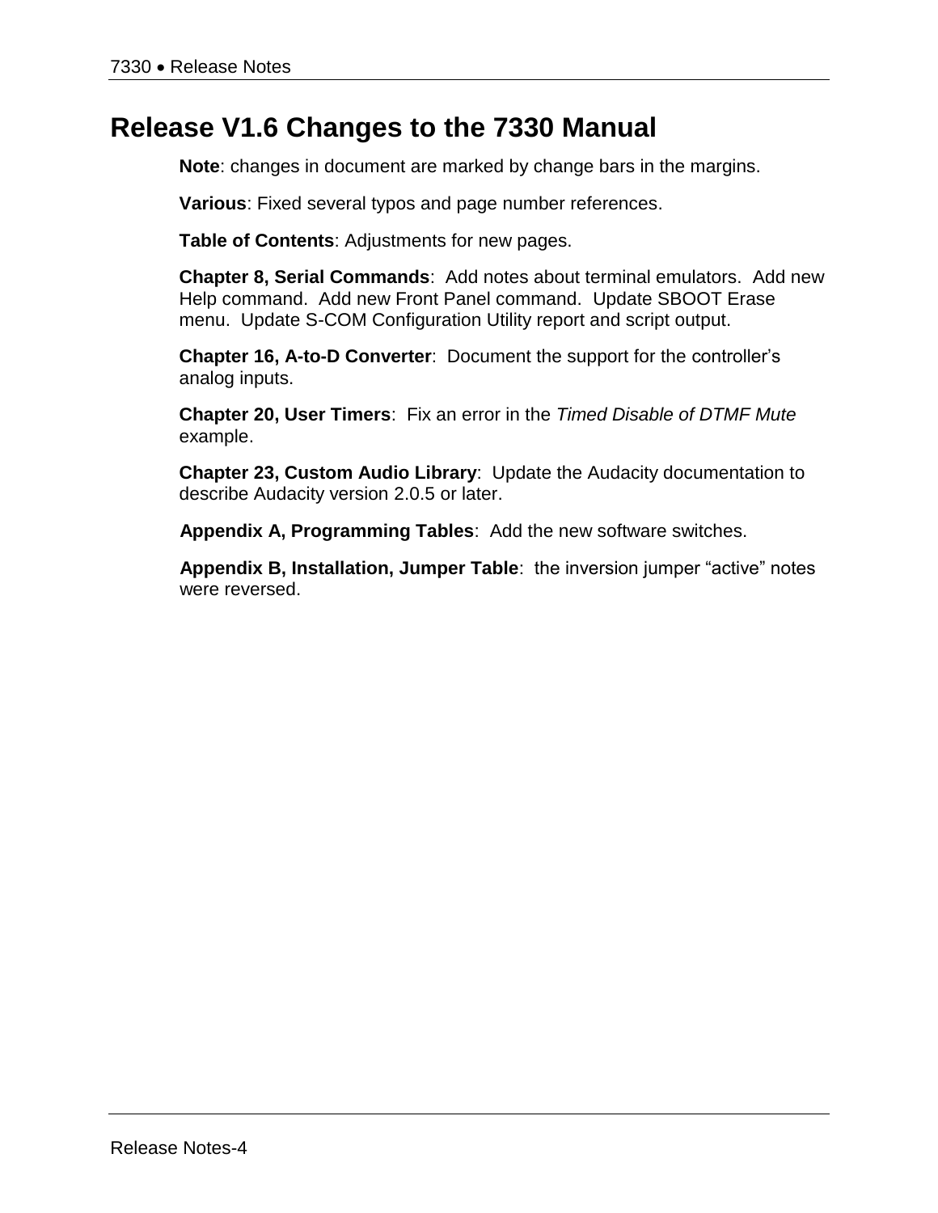# Release V1.6 Changes to the 7330 Manual

**Note**: changes in document are marked by change bars in the margins.

**Various**: Fixed several typos and page number references.

**Table of Contents**: Adjustments for new pages.

**Chapter 8, Serial Commands**: Add notes about terminal emulators. Add new Help command. Add new Front Panel command. Update SBOOT Erase menu. Update S-COM Configuration Utility report and script output.

**Chapter 16, A-to-D Converter**: Document the support for the controller's analog inputs.

**Chapter 20, User Timers**: Fix an error in the *Timed Disable of DTMF Mute* example.

**Chapter 23, Custom Audio Library**: Update the Audacity documentation to describe Audacity version 2.0.5 or later.

**Appendix A, Programming Tables**: Add the new software switches.

**Appendix B, Installation, Jumper Table**: the inversion jumper "active" notes were reversed.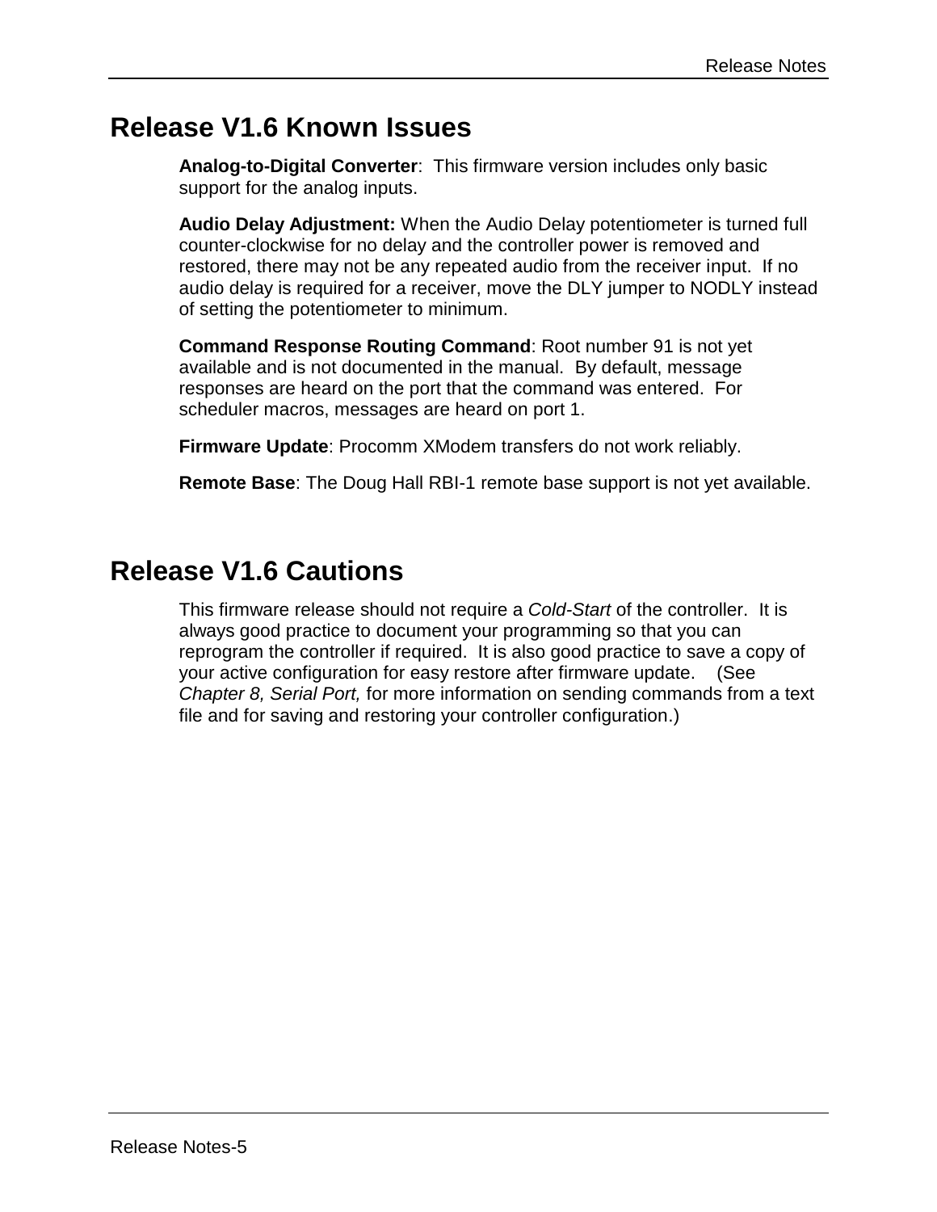## Release V1.6 Known Issues

**Analog-to-Digital Converter**: This firmware version includes only basic support for the analog inputs.

**Audio Delay Adjustment:** When the Audio Delay potentiometer is turned full counter-clockwise for no delay and the controller power is removed and restored, there may not be any repeated audio from the receiver input. If no audio delay is required for a receiver, move the DLY jumper to NODLY instead of setting the potentiometer to minimum.

**Command Response Routing Command**: Root number 91 is not yet available and is not documented in the manual. By default, message responses are heard on the port that the command was entered. For scheduler macros, messages are heard on port 1.

**Firmware Update**: Procomm XModem transfers do not work reliably.

**Remote Base**: The Doug Hall RBI-1 remote base support is not yet available.

## Release V1.6 Cautions

This firmware release should not require a *Cold-Start* of the controller. It is always good practice to document your programming so that you can reprogram the controller if required. It is also good practice to save a copy of your active configuration for easy restore after firmware update. (See *Chapter 8, Serial Port,* for more information on sending commands from a text file and for saving and restoring your controller configuration.)